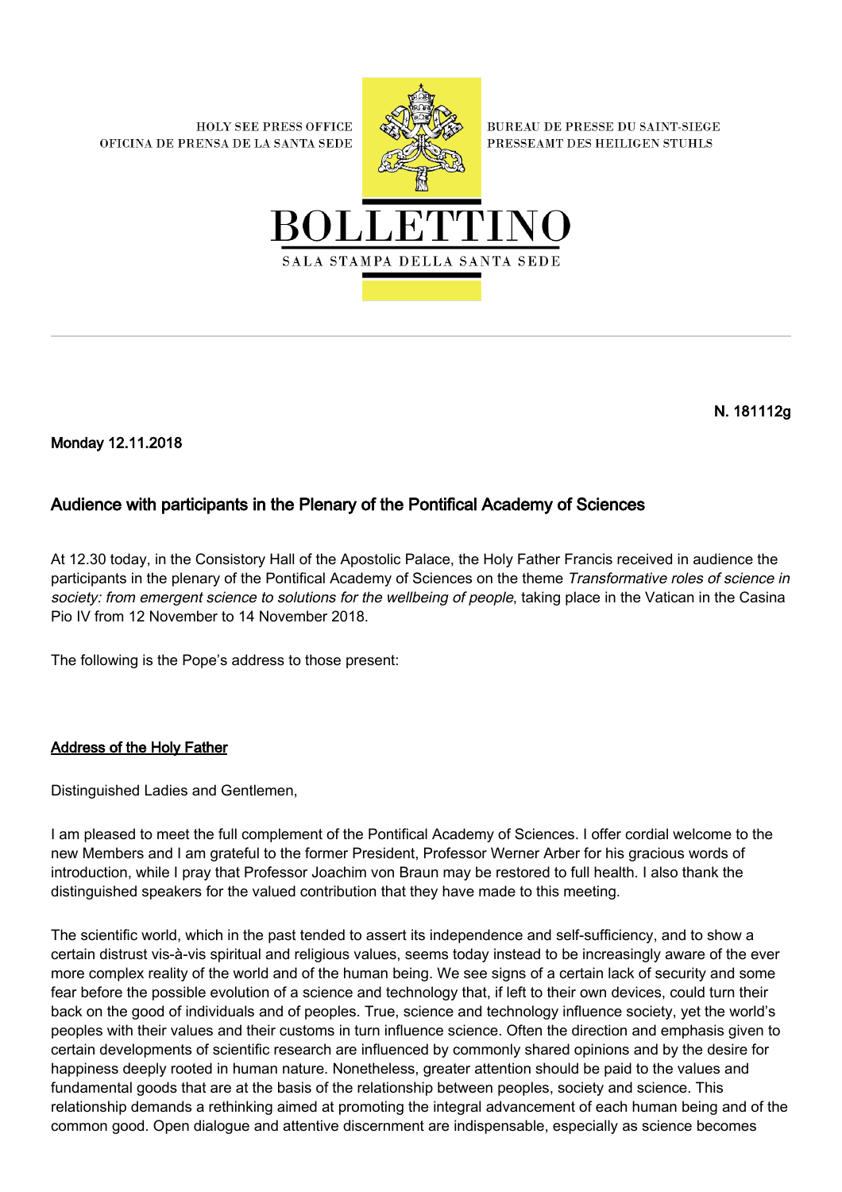HOLY SEE PRESS OFFICE
OFICINA DE PRENSA DE LA SANTA SEDE

BUREAU DE PRESSE DU SAINT-SIEGE
PRESSEAMT DES HEILIGEN STUHLS

# BOLLETTINO

SALA STAMPA DELLA SANTA SEDE

**N. 181112g**

**Monday 12.11.2018**

## Audience with participants in the Plenary of the Pontifical Academy of Sciences

At 12.30 today, in the Consistory Hall of the Apostolic Palace, the Holy Father Francis received in audience the participants in the plenary of the Pontifical Academy of Sciences on the theme *Transformative roles of science in society: from emergent science to solutions for the wellbeing of people*, taking place in the Vatican in the Casina Pio IV from 12 November to 14 November 2018.

The following is the Pope's address to those present:

### Address of the Holy Father

Distinguished Ladies and Gentlemen,

I am pleased to meet the full complement of the Pontifical Academy of Sciences. I offer cordial welcome to the new Members and I am grateful to the former President, Professor Werner Arber for his gracious words of introduction, while I pray that Professor Joachim von Braun may be restored to full health. I also thank the distinguished speakers for the valued contribution that they have made to this meeting.

The scientific world, which in the past tended to assert its independence and self-sufficiency, and to show a certain distrust vis-à-vis spiritual and religious values, seems today instead to be increasingly aware of the ever more complex reality of the world and of the human being. We see signs of a certain lack of security and some fear before the possible evolution of a science and technology that, if left to their own devices, could turn their back on the good of individuals and of peoples. True, science and technology influence society, yet the world's peoples with their values and their customs in turn influence science. Often the direction and emphasis given to certain developments of scientific research are influenced by commonly shared opinions and by the desire for happiness deeply rooted in human nature. Nonetheless, greater attention should be paid to the values and fundamental goods that are at the basis of the relationship between peoples, society and science. This relationship demands a rethinking aimed at promoting the integral advancement of each human being and of the common good. Open dialogue and attentive discernment are indispensable, especially as science becomes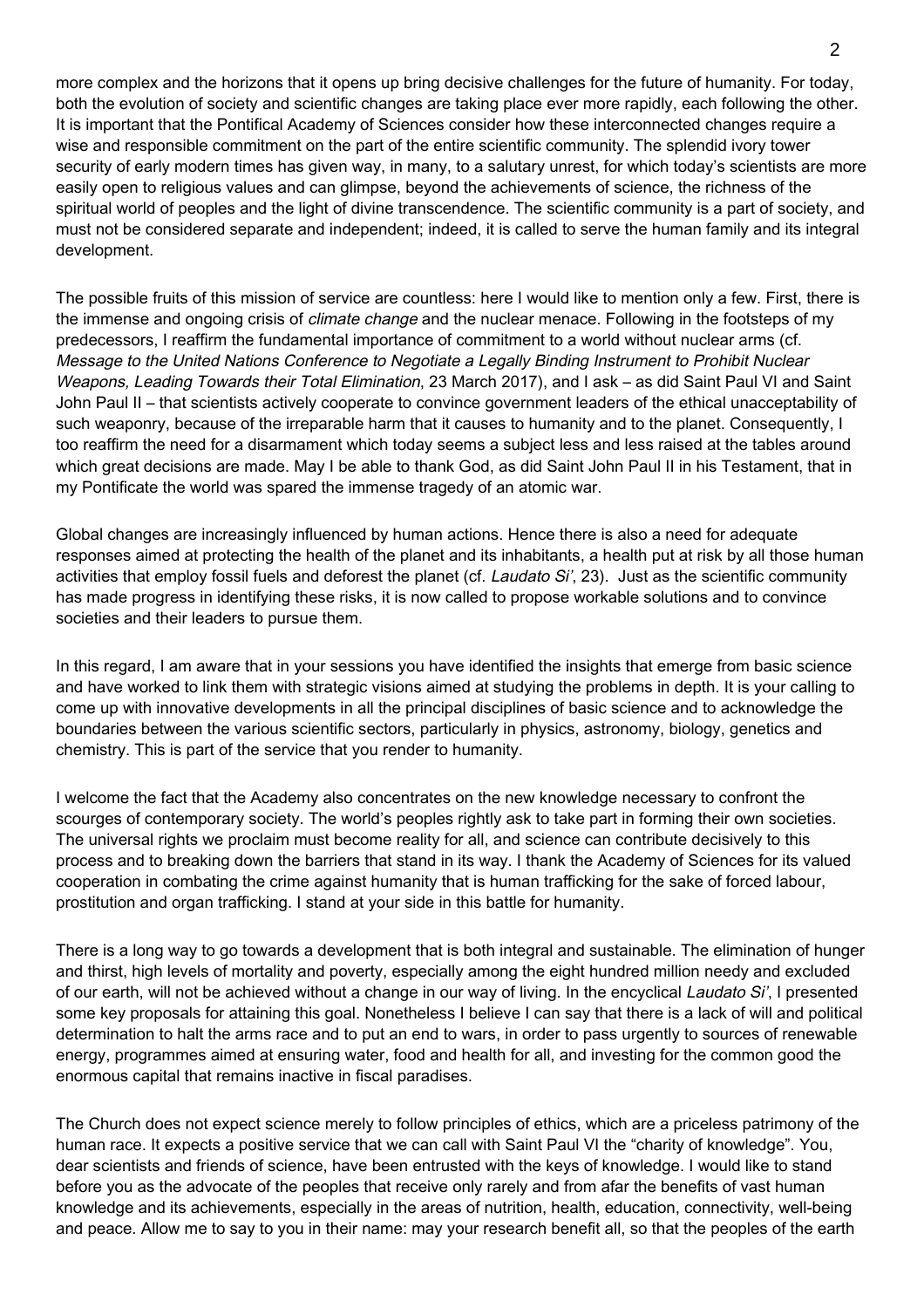more complex and the horizons that it opens up bring decisive challenges for the future of humanity. For today, both the evolution of society and scientific changes are taking place ever more rapidly, each following the other. It is important that the Pontifical Academy of Sciences consider how these interconnected changes require a wise and responsible commitment on the part of the entire scientific community. The splendid ivory tower security of early modern times has given way, in many, to a salutary unrest, for which today's scientists are more easily open to religious values and can glimpse, beyond the achievements of science, the richness of the spiritual world of peoples and the light of divine transcendence. The scientific community is a part of society, and must not be considered separate and independent; indeed, it is called to serve the human family and its integral development.

The possible fruits of this mission of service are countless: here I would like to mention only a few. First, there is the immense and ongoing crisis of *climate change* and the nuclear menace. Following in the footsteps of my predecessors, I reaffirm the fundamental importance of commitment to a world without nuclear arms (cf. *Message to the United Nations Conference to Negotiate a Legally Binding Instrument to Prohibit Nuclear Weapons, Leading Towards their Total Elimination*, 23 March 2017), and I ask – as did Saint Paul VI and Saint John Paul II – that scientists actively cooperate to convince government leaders of the ethical unacceptability of such weaponry, because of the irreparable harm that it causes to humanity and to the planet. Consequently, I too reaffirm the need for a disarmament which today seems a subject less and less raised at the tables around which great decisions are made. May I be able to thank God, as did Saint John Paul II in his Testament, that in my Pontificate the world was spared the immense tragedy of an atomic war.

Global changes are increasingly influenced by human actions. Hence there is also a need for adequate responses aimed at protecting the health of the planet and its inhabitants, a health put at risk by all those human activities that employ fossil fuels and deforest the planet (cf. *Laudato Si'*, 23). Just as the scientific community has made progress in identifying these risks, it is now called to propose workable solutions and to convince societies and their leaders to pursue them.

In this regard, I am aware that in your sessions you have identified the insights that emerge from basic science and have worked to link them with strategic visions aimed at studying the problems in depth. It is your calling to come up with innovative developments in all the principal disciplines of basic science and to acknowledge the boundaries between the various scientific sectors, particularly in physics, astronomy, biology, genetics and chemistry. This is part of the service that you render to humanity.

I welcome the fact that the Academy also concentrates on the new knowledge necessary to confront the scourges of contemporary society. The world's peoples rightly ask to take part in forming their own societies. The universal rights we proclaim must become reality for all, and science can contribute decisively to this process and to breaking down the barriers that stand in its way. I thank the Academy of Sciences for its valued cooperation in combating the crime against humanity that is human trafficking for the sake of forced labour, prostitution and organ trafficking. I stand at your side in this battle for humanity.

There is a long way to go towards a development that is both integral and sustainable. The elimination of hunger and thirst, high levels of mortality and poverty, especially among the eight hundred million needy and excluded of our earth, will not be achieved without a change in our way of living. In the encyclical *Laudato Si'*, I presented some key proposals for attaining this goal. Nonetheless I believe I can say that there is a lack of will and political determination to halt the arms race and to put an end to wars, in order to pass urgently to sources of renewable energy, programmes aimed at ensuring water, food and health for all, and investing for the common good the enormous capital that remains inactive in fiscal paradises.

The Church does not expect science merely to follow principles of ethics, which are a priceless patrimony of the human race. It expects a positive service that we can call with Saint Paul VI the "charity of knowledge". You, dear scientists and friends of science, have been entrusted with the keys of knowledge. I would like to stand before you as the advocate of the peoples that receive only rarely and from afar the benefits of vast human knowledge and its achievements, especially in the areas of nutrition, health, education, connectivity, well-being and peace. Allow me to say to you in their name: may your research benefit all, so that the peoples of the earth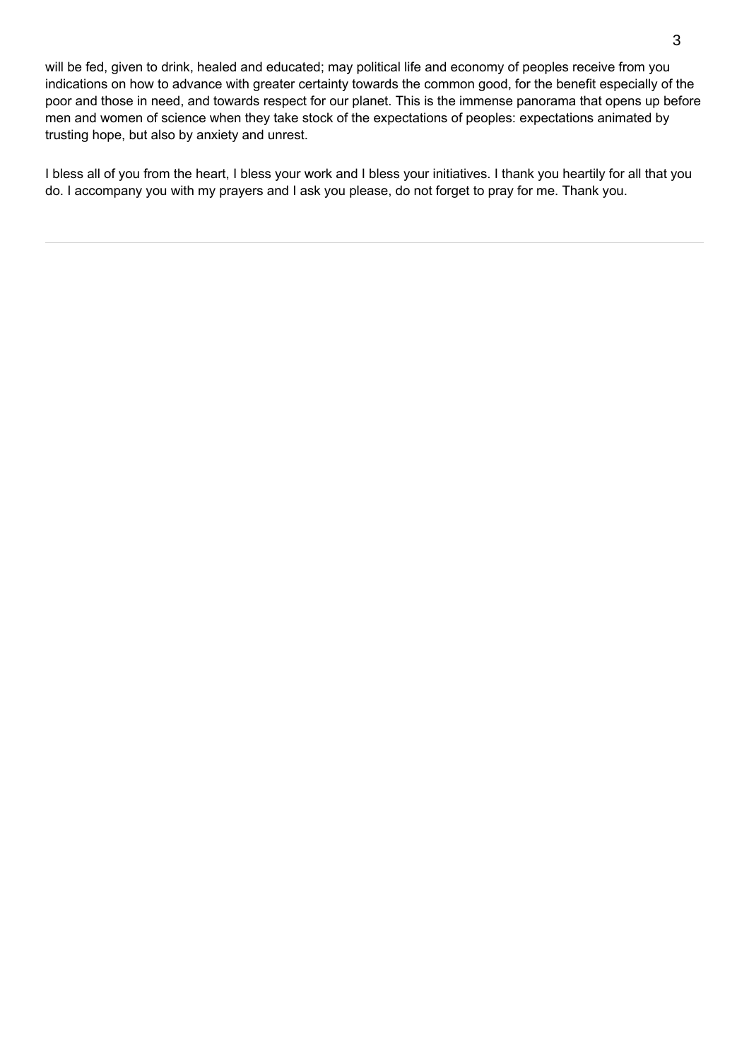will be fed, given to drink, healed and educated; may political life and economy of peoples receive from you indications on how to advance with greater certainty towards the common good, for the benefit especially of the poor and those in need, and towards respect for our planet. This is the immense panorama that opens up before men and women of science when they take stock of the expectations of peoples: expectations animated by trusting hope, but also by anxiety and unrest.

I bless all of you from the heart, I bless your work and I bless your initiatives. I thank you heartily for all that you do. I accompany you with my prayers and I ask you please, do not forget to pray for me. Thank you.

---